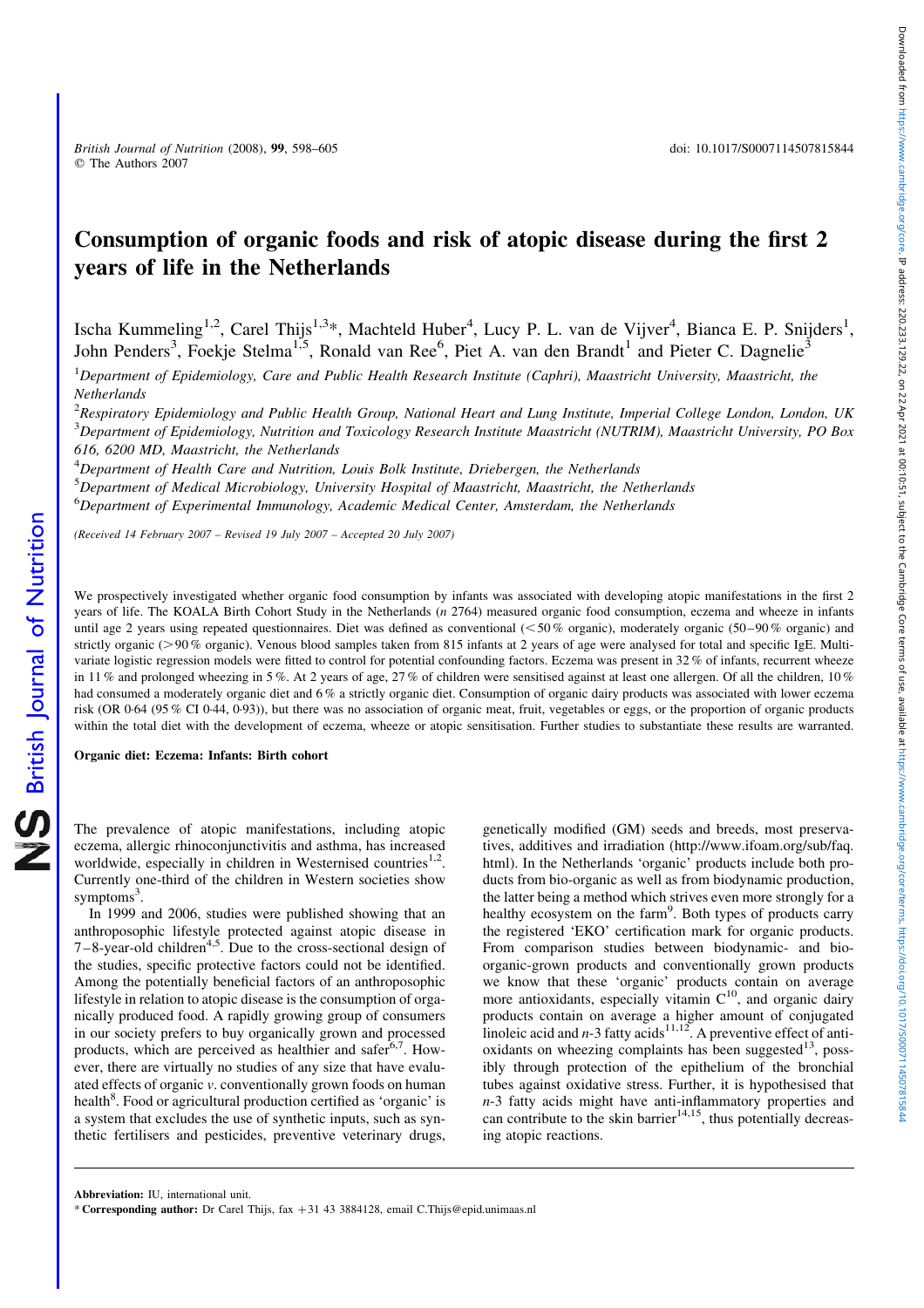# Consumption of organic foods and risk of atopic disease during the first 2 years of life in the Netherlands

Ischa Kummeling[1,2], Carel Thijs[1,3]*, Machteld Huber[4], Lucy P. L. van de Vijver[4], Bianca E. P. Snijders[1], John Penders[3], Foekje Stelma[1,5], Ronald van Ree[6], Piet A. van den Brandt[1] and Pieter C. Dagnelie[3]

[1]Department of Epidemiology, Care and Public Health Research Institute (Caphri), Maastricht University, Maastricht, the Netherlands

[2]Respiratory Epidemiology and Public Health Group, National Heart and Lung Institute, Imperial College London, London, UK

[3]Department of Epidemiology, Nutrition and Toxicology Research Institute Maastricht (NUTRIM), Maastricht University, PO Box 616, 6200 MD, Maastricht, the Netherlands

[4]Department of Health Care and Nutrition, Louis Bolk Institute, Driebergen, the Netherlands

[5]Department of Medical Microbiology, University Hospital of Maastricht, Maastricht, the Netherlands

[6]Department of Experimental Immunology, Academic Medical Center, Amsterdam, the Netherlands

*(Received 14 February 2007 – Revised 19 July 2007 – Accepted 20 July 2007)*

We prospectively investigated whether organic food consumption by infants was associated with developing atopic manifestations in the first 2 years of life. The KOALA Birth Cohort Study in the Netherlands (*n* 2764) measured organic food consumption, eczema and wheeze in infants until age 2 years using repeated questionnaires. Diet was defined as conventional (< 50 % organic), moderately organic (50–90 % organic) and strictly organic (> 90 % organic). Venous blood samples taken from 815 infants at 2 years of age were analysed for total and specific IgE. Multivariate logistic regression models were fitted to control for potential confounding factors. Eczema was present in 32 % of infants, recurrent wheeze in 11 % and prolonged wheezing in 5 %. At 2 years of age, 27 % of children were sensitised against at least one allergen. Of all the children, 10 % had consumed a moderately organic diet and 6 % a strictly organic diet. Consumption of organic dairy products was associated with lower eczema risk (OR 0·64 (95 % CI 0·44, 0·93)), but there was no association of organic meat, fruit, vegetables or eggs, or the proportion of organic products within the total diet with the development of eczema, wheeze or atopic sensitisation. Further studies to substantiate these results are warranted.

**Organic diet: Eczema: Infants: Birth cohort**

The prevalence of atopic manifestations, including atopic eczema, allergic rhinoconjunctivitis and asthma, has increased worldwide, especially in children in Westernised countries[1,2]. Currently one-third of the children in Western societies show symptoms[3].

In 1999 and 2006, studies were published showing that an anthroposophic lifestyle protected against atopic disease in 7–8-year-old children[4,5]. Due to the cross-sectional design of the studies, specific protective factors could not be identified. Among the potentially beneficial factors of an anthroposophic lifestyle in relation to atopic disease is the consumption of organically produced food. A rapidly growing group of consumers in our society prefers to buy organically grown and processed products, which are perceived as healthier and safer[6,7]. However, there are virtually no studies of any size that have evaluated effects of organic *v*. conventionally grown foods on human health[8]. Food or agricultural production certified as 'organic' is a system that excludes the use of synthetic inputs, such as synthetic fertilisers and pesticides, preventive veterinary drugs, genetically modified (GM) seeds and breeds, most preservatives, additives and irradiation (http://www.ifoam.org/sub/faq.html). In the Netherlands 'organic' products include both products from bio-organic as well as from biodynamic production, the latter being a method which strives even more strongly for a healthy ecosystem on the farm[9]. Both types of products carry the registered 'EKO' certification mark for organic products. From comparison studies between biodynamic- and bio-organic-grown products and conventionally grown products we know that these 'organic' products contain on average more antioxidants, especially vitamin C[10], and organic dairy products contain on average a higher amount of conjugated linoleic acid and *n*-3 fatty acids[11,12]. A preventive effect of antioxidants on wheezing complaints has been suggested[13], possibly through protection of the epithelium of the bronchial tubes against oxidative stress. Further, it is hypothesised that *n*-3 fatty acids might have anti-inflammatory properties and can contribute to the skin barrier[14,15], thus potentially decreasing atopic reactions.

**Abbreviation:** IU, international unit.

* **Corresponding author:** Dr Carel Thijs, fax +31 43 3884128, email C.Thijs@epid.unimaas.nl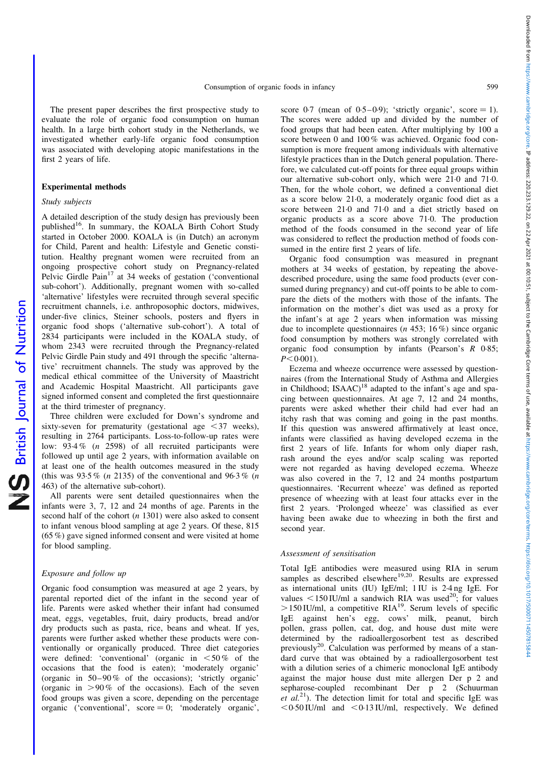The present paper describes the first prospective study to evaluate the role of organic food consumption on human health. In a large birth cohort study in the Netherlands, we investigated whether early-life organic food consumption was associated with developing atopic manifestations in the first 2 years of life.

## Experimental methods

### Study subjects

A detailed description of the study design has previously been published[16]. In summary, the KOALA Birth Cohort Study started in October 2000. KOALA is (in Dutch) an acronym for Child, Parent and health: Lifestyle and Genetic constitution. Healthy pregnant women were recruited from an ongoing prospective cohort study on Pregnancy-related Pelvic Girdle Pain[17] at 34 weeks of gestation ('conventional sub-cohort'). Additionally, pregnant women with so-called 'alternative' lifestyles were recruited through several specific recruitment channels, i.e. anthroposophic doctors, midwives, under-five clinics, Steiner schools, posters and flyers in organic food shops ('alternative sub-cohort'). A total of 2834 participants were included in the KOALA study, of whom 2343 were recruited through the Pregnancy-related Pelvic Girdle Pain study and 491 through the specific 'alternative' recruitment channels. The study was approved by the medical ethical committee of the University of Maastricht and Academic Hospital Maastricht. All participants gave signed informed consent and completed the first questionnaire at the third trimester of pregnancy.

Three children were excluded for Down's syndrome and sixty-seven for prematurity (gestational age <37 weeks), resulting in 2764 participants. Loss-to-follow-up rates were low: 93·4 % (n 2598) of all recruited participants were followed up until age 2 years, with information available on at least one of the health outcomes measured in the study (this was 93·5 % (n 2135) of the conventional and 96·3 % (n 463) of the alternative sub-cohort).

All parents were sent detailed questionnaires when the infants were 3, 7, 12 and 24 months of age. Parents in the second half of the cohort (n 1301) were also asked to consent to infant venous blood sampling at age 2 years. Of these, 815 (65 %) gave signed informed consent and were visited at home for blood sampling.

### Exposure and follow up

Organic food consumption was measured at age 2 years, by parental reported diet of the infant in the second year of life. Parents were asked whether their infant had consumed meat, eggs, vegetables, fruit, dairy products, bread and/or dry products such as pasta, rice, beans and wheat. If yes, parents were further asked whether these products were conventionally or organically produced. Three diet categories were defined: 'conventional' (organic in <50 % of the occasions that the food is eaten); 'moderately organic' (organic in 50–90 % of the occasions); 'strictly organic' (organic in >90 % of the occasions). Each of the seven food groups was given a score, depending on the percentage organic ('conventional', score = 0; 'moderately organic', score 0·7 (mean of 0·5–0·9); 'strictly organic', score = 1). The scores were added up and divided by the number of food groups that had been eaten. After multiplying by 100 a score between 0 and 100 % was achieved. Organic food consumption is more frequent among individuals with alternative lifestyle practices than in the Dutch general population. Therefore, we calculated cut-off points for three equal groups within our alternative sub-cohort only, which were 21·0 and 71·0. Then, for the whole cohort, we defined a conventional diet as a score below 21·0, a moderately organic food diet as a score between 21·0 and 71·0 and a diet strictly based on organic products as a score above 71·0. The production method of the foods consumed in the second year of life was considered to reflect the production method of foods consumed in the entire first 2 years of life.

Organic food consumption was measured in pregnant mothers at 34 weeks of gestation, by repeating the above-described procedure, using the same food products (ever consumed during pregnancy) and cut-off points to be able to compare the diets of the mothers with those of the infants. The information on the mother's diet was used as a proxy for the infant's at age 2 years when information was missing due to incomplete questionnaires (n 453; 16 %) since organic food consumption by mothers was strongly correlated with organic food consumption by infants (Pearson's R 0·85; $P<0·001$).

Eczema and wheeze occurrence were assessed by questionnaires (from the International Study of Asthma and Allergies in Childhood; ISAAC)[18] adapted to the infant's age and spacing between questionnaires. At age 7, 12 and 24 months, parents were asked whether their child had ever had an itchy rash that was coming and going in the past months. If this question was answered affirmatively at least once, infants were classified as having developed eczema in the first 2 years of life. Infants for whom only diaper rash, rash around the eyes and/or scalp scaling was reported were not regarded as having developed eczema. Wheeze was also covered in the 7, 12 and 24 months postpartum questionnaires. 'Recurrent wheeze' was defined as reported presence of wheezing with at least four attacks ever in the first 2 years. 'Prolonged wheeze' was classified as ever having been awake due to wheezing in both the first and second year.

### Assessment of sensitisation

Total IgE antibodies were measured using RIA in serum samples as described elsewhere[19,20]. Results are expressed as international units (IU) IgE/ml; 1 IU is 2·4 ng IgE. For values <150 IU/ml a sandwich RIA was used[20]; for values >150 IU/ml, a competitive RIA[19]. Serum levels of specific IgE against hen's egg, cows' milk, peanut, birch pollen, grass pollen, cat, dog, and house dust mite were determined by the radioallergosorbent test as described previously[20]. Calculation was performed by means of a standard curve that was obtained by a radioallergosorbent test with a dilution series of a chimeric monoclonal IgE antibody against the major house dust mite allergen Der p 2 and sepharose-coupled recombinant Der p 2 (Schuurman *et al.*[21]). The detection limit for total and specific IgE was <0·50 IU/ml and <0·13 IU/ml, respectively. We defined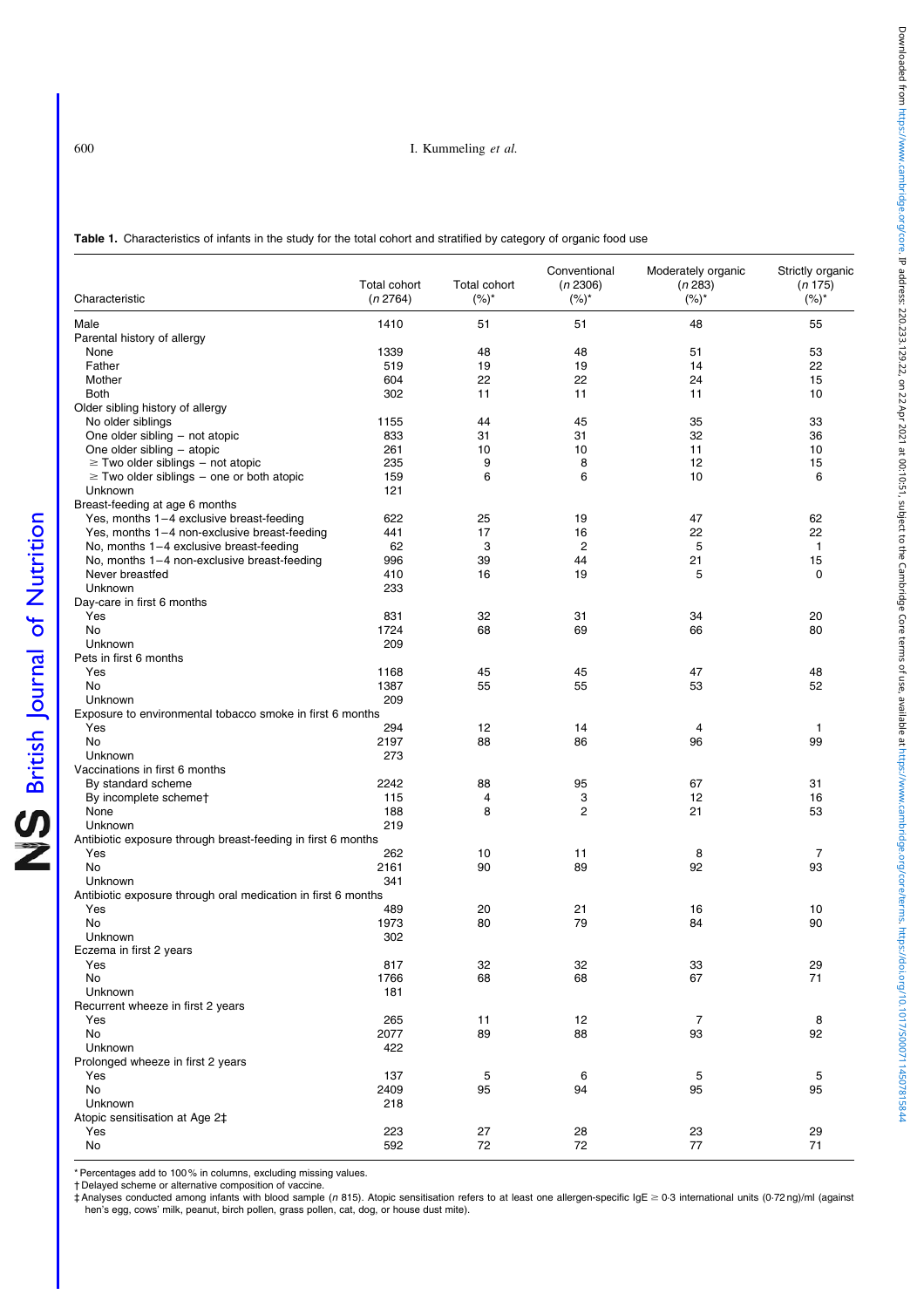**Table 1.** Characteristics of infants in the study for the total cohort and stratified by category of organic food use

| Characteristic | Total cohort (*n* 2764) | Total cohort (%)* | Conventional (*n* 2306) (%)* | Moderately organic (*n* 283) (%)* | Strictly organic (*n* 175) (%)* |
|---|---|---|---|---|---|
| Male | 1410 | 51 | 51 | 48 | 55 |
| Parental history of allergy | | | | | |
| None | 1339 | 48 | 48 | 51 | 53 |
| Father | 519 | 19 | 19 | 14 | 22 |
| Mother | 604 | 22 | 22 | 24 | 15 |
| Both | 302 | 11 | 11 | 11 | 10 |
| Older sibling history of allergy | | | | | |
| No older siblings | 1155 | 44 | 45 | 35 | 33 |
| One older sibling – not atopic | 833 | 31 | 31 | 32 | 36 |
| One older sibling – atopic | 261 | 10 | 10 | 11 | 10 |
| ≥ Two older siblings – not atopic | 235 | 9 | 8 | 12 | 15 |
| ≥ Two older siblings – one or both atopic | 159 | 6 | 6 | 10 | 6 |
| Unknown | 121 | | | | |
| Breast-feeding at age 6 months | | | | | |
| Yes, months 1–4 exclusive breast-feeding | 622 | 25 | 19 | 47 | 62 |
| Yes, months 1–4 non-exclusive breast-feeding | 441 | 17 | 16 | 22 | 22 |
| No, months 1–4 exclusive breast-feeding | 62 | 3 | 2 | 5 | 1 |
| No, months 1–4 non-exclusive breast-feeding | 996 | 39 | 44 | 21 | 15 |
| Never breastfed | 410 | 16 | 19 | 5 | 0 |
| Unknown | 233 | | | | |
| Day-care in first 6 months | | | | | |
| Yes | 831 | 32 | 31 | 34 | 20 |
| No | 1724 | 68 | 69 | 66 | 80 |
| Unknown | 209 | | | | |
| Pets in first 6 months | | | | | |
| Yes | 1168 | 45 | 45 | 47 | 48 |
| No | 1387 | 55 | 55 | 53 | 52 |
| Unknown | 209 | | | | |
| Exposure to environmental tobacco smoke in first 6 months | | | | | |
| Yes | 294 | 12 | 14 | 4 | 1 |
| No | 2197 | 88 | 86 | 96 | 99 |
| Unknown | 273 | | | | |
| Vaccinations in first 6 months | | | | | |
| By standard scheme | 2242 | 88 | 95 | 67 | 31 |
| By incomplete scheme† | 115 | 4 | 3 | 12 | 16 |
| None | 188 | 8 | 2 | 21 | 53 |
| Unknown | 219 | | | | |
| Antibiotic exposure through breast-feeding in first 6 months | | | | | |
| Yes | 262 | 10 | 11 | 8 | 7 |
| No | 2161 | 90 | 89 | 92 | 93 |
| Unknown | 341 | | | | |
| Antibiotic exposure through oral medication in first 6 months | | | | | |
| Yes | 489 | 20 | 21 | 16 | 10 |
| No | 1973 | 80 | 79 | 84 | 90 |
| Unknown | 302 | | | | |
| Eczema in first 2 years | | | | | |
| Yes | 817 | 32 | 32 | 33 | 29 |
| No | 1766 | 68 | 68 | 67 | 71 |
| Unknown | 181 | | | | |
| Recurrent wheeze in first 2 years | | | | | |
| Yes | 265 | 11 | 12 | 7 | 8 |
| No | 2077 | 89 | 88 | 93 | 92 |
| Unknown | 422 | | | | |
| Prolonged wheeze in first 2 years | | | | | |
| Yes | 137 | 5 | 6 | 5 | 5 |
| No | 2409 | 95 | 94 | 95 | 95 |
| Unknown | 218 | | | | |
| Atopic sensitisation at Age 2‡ | | | | | |
| Yes | 223 | 27 | 28 | 23 | 29 |
| No | 592 | 72 | 72 | 77 | 71 |

\* Percentages add to 100 % in columns, excluding missing values.
† Delayed scheme or alternative composition of vaccine.
‡ Analyses conducted among infants with blood sample (*n* 815). Atopic sensitisation refers to at least one allergen-specific IgE ≥ 0·3 international units (0·72 ng)/ml (against hen's egg, cows' milk, peanut, birch pollen, grass pollen, cat, dog, or house dust mite).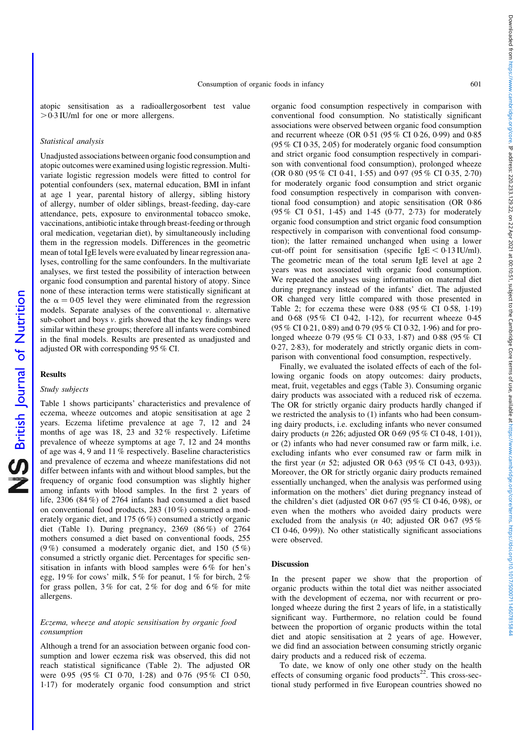atopic sensitisation as a radioallergosorbent test value >0·3 IU/ml for one or more allergens.

### Statistical analysis

Unadjusted associations between organic food consumption and atopic outcomes were examined using logistic regression. Multivariate logistic regression models were fitted to control for potential confounders (sex, maternal education, BMI in infant at age 1 year, parental history of allergy, sibling history of allergy, number of older siblings, breast-feeding, day-care attendance, pets, exposure to environmental tobacco smoke, vaccinations, antibiotic intake through breast-feeding or through oral medication, vegetarian diet), by simultaneously including them in the regression models. Differences in the geometric mean of total IgE levels were evaluated by linear regression analyses, controlling for the same confounders. In the multivariate analyses, we first tested the possibility of interaction between organic food consumption and parental history of atopy. Since none of these interaction terms were statistically significant at the $\alpha = 0·05$ level they were eliminated from the regression models. Separate analyses of the conventional *v.* alternative sub-cohort and boys *v.* girls showed that the key findings were similar within these groups; therefore all infants were combined in the final models. Results are presented as unadjusted and adjusted OR with corresponding 95 % CI.

## Results

### Study subjects

Table 1 shows participants' characteristics and prevalence of eczema, wheeze outcomes and atopic sensitisation at age 2 years. Eczema lifetime prevalence at age 7, 12 and 24 months of age was 18, 23 and 32 % respectively. Lifetime prevalence of wheeze symptoms at age 7, 12 and 24 months of age was 4, 9 and 11 % respectively. Baseline characteristics and prevalence of eczema and wheeze manifestations did not differ between infants with and without blood samples, but the frequency of organic food consumption was slightly higher among infants with blood samples. In the first 2 years of life, 2306 (84 %) of 2764 infants had consumed a diet based on conventional food products, 283 (10 %) consumed a moderately organic diet, and 175 (6 %) consumed a strictly organic diet (Table 1). During pregnancy, 2369 (86 %) of 2764 mothers consumed a diet based on conventional foods, 255 (9 %) consumed a moderately organic diet, and 150 (5 %) consumed a strictly organic diet. Percentages for specific sensitisation in infants with blood samples were 6 % for hen's egg, 19 % for cows' milk, 5 % for peanut, 1 % for birch, 2 % for grass pollen, 3 % for cat, 2 % for dog and 6 % for mite allergens.

### Eczema, wheeze and atopic sensitisation by organic food consumption

Although a trend for an association between organic food consumption and lower eczema risk was observed, this did not reach statistical significance (Table 2). The adjusted OR were 0·95 (95 % CI 0·70, 1·28) and 0·76 (95 % CI 0·50, 1·17) for moderately organic food consumption and strict organic food consumption respectively in comparison with conventional food consumption. No statistically significant associations were observed between organic food consumption and recurrent wheeze (OR 0·51 (95 % CI 0·26, 0·99) and 0·85 (95 % CI 0·35, 2·05) for moderately organic food consumption and strict organic food consumption respectively in comparison with conventional food consumption), prolonged wheeze (OR 0·80 (95 % CI 0·41, 1·55) and 0·97 (95 % CI 0·35, 2·70) for moderately organic food consumption and strict organic food consumption respectively in comparison with conventional food consumption) and atopic sensitisation (OR 0·86 (95 % CI 0·51, 1·45) and 1·45 (0·77, 2·73) for moderately organic food consumption and strict organic food consumption respectively in comparison with conventional food consumption); the latter remained unchanged when using a lower cut-off point for sensitisation (specific IgE < 0·13 IU/ml). The geometric mean of the total serum IgE level at age 2 years was not associated with organic food consumption. We repeated the analyses using information on maternal diet during pregnancy instead of the infants' diet. The adjusted OR changed very little compared with those presented in Table 2; for eczema these were 0·88 (95 % CI 0·58, 1·19) and 0·68 (95 % CI 0·42, 1·12), for recurrent wheeze 0·45 (95 % CI 0·21, 0·89) and 0·79 (95 % CI 0·32, 1·96) and for prolonged wheeze 0·79 (95 % CI 0·33, 1·87) and 0·88 (95 % CI 0·27, 2·83), for moderately and strictly organic diets in comparison with conventional food consumption, respectively.

Finally, we evaluated the isolated effects of each of the following organic foods on atopy outcomes: dairy products, meat, fruit, vegetables and eggs (Table 3). Consuming organic dairy products was associated with a reduced risk of eczema. The OR for strictly organic dairy products hardly changed if we restricted the analysis to (1) infants who had been consuming dairy products, i.e. excluding infants who never consumed dairy products (*n* 226; adjusted OR 0·69 (95 % CI 0·48, 1·01)), or (2) infants who had never consumed raw or farm milk, i.e. excluding infants who ever consumed raw or farm milk in the first year (*n* 52; adjusted OR 0·63 (95 % CI 0·43, 0·93)). Moreover, the OR for strictly organic dairy products remained essentially unchanged, when the analysis was performed using information on the mothers' diet during pregnancy instead of the children's diet (adjusted OR 0·67 (95 % CI 0·46, 0·98), or even when the mothers who avoided dairy products were excluded from the analysis (*n* 40; adjusted OR 0·67 (95 % CI 0·46, 0·99)). No other statistically significant associations were observed.

## Discussion

In the present paper we show that the proportion of organic products within the total diet was neither associated with the development of eczema, nor with recurrent or prolonged wheeze during the first 2 years of life, in a statistically significant way. Furthermore, no relation could be found between the proportion of organic products within the total diet and atopic sensitisation at 2 years of age. However, we did find an association between consuming strictly organic dairy products and a reduced risk of eczema.

To date, we know of only one other study on the health effects of consuming organic food products[22]. This cross-sectional study performed in five European countries showed no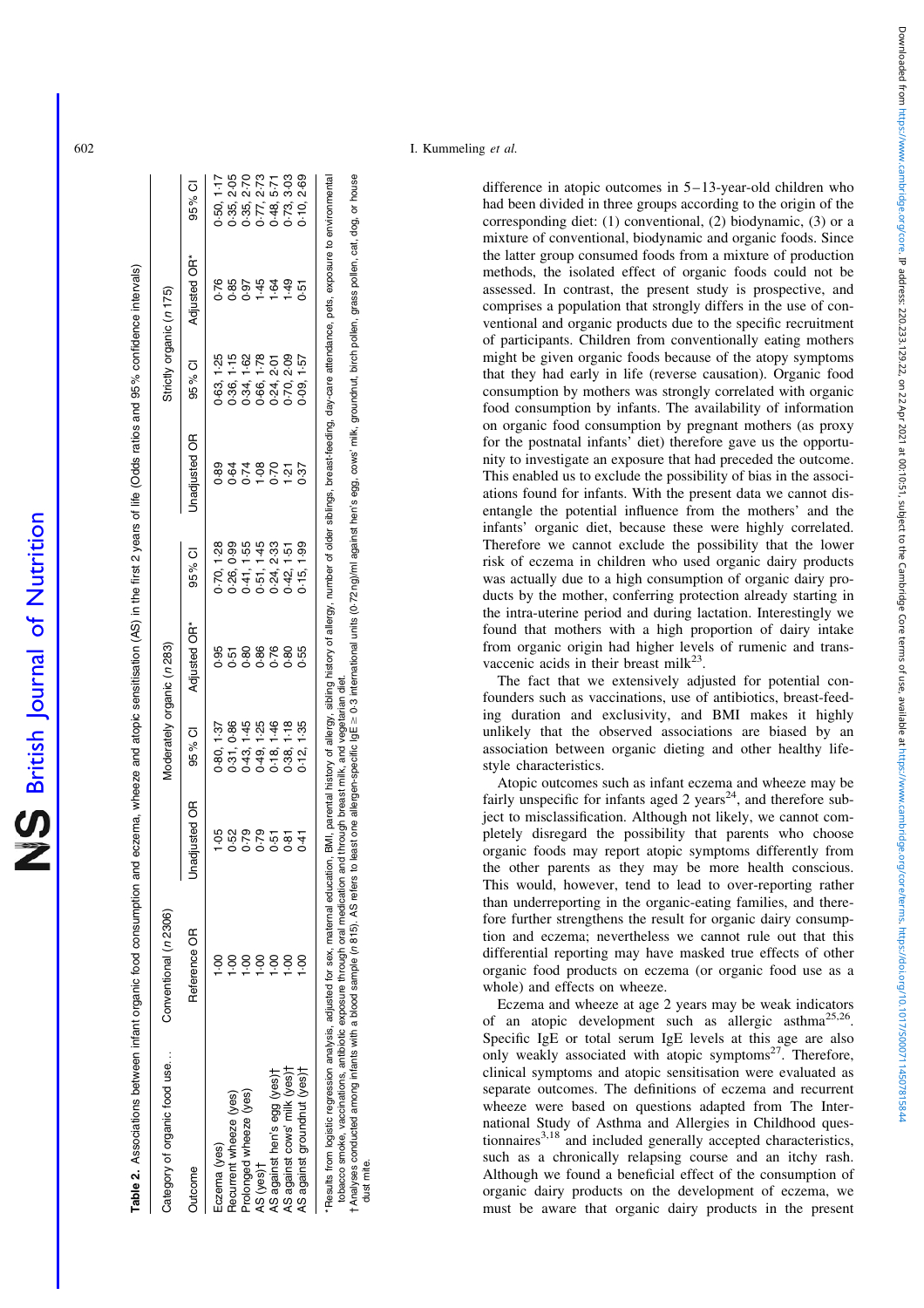**Table 2.** Associations between infant organic food consumption and eczema, wheeze and atopic sensitisation (AS) in the first 2 years of life (Odds ratios and 95 % confidence intervals)

| Category of organic food use… | Conventional (*n* 2306) | Moderately organic (*n* 283) | | | | Strictly organic (*n* 175) | | | |
|---|---|---|---|---|---|---|---|---|---|
| Outcome | Reference OR | Unadjusted OR | 95 % CI | Adjusted OR* | 95 % CI | Unadjusted OR | 95 % CI | Adjusted OR* | 95 % CI |
| Eczema (yes) | 1·00 | 1·05 | 0·80, 1·37 | 0·95 | 0·70, 1·28 | 0·89 | 0·63, 1·25 | 0·76 | 0·50, 1·17 |
| Recurrent wheeze (yes) | 1·00 | 0·52 | 0·31, 0·86 | 0·51 | 0·26, 0·99 | 0·64 | 0·36, 1·15 | 0·85 | 0·35, 2·05 |
| Prolonged wheeze (yes) | 1·00 | 0·79 | 0·43, 1·45 | 0·80 | 0·41, 1·55 | 0·74 | 0·34, 1·62 | 0·97 | 0·35, 2·70 |
| AS (yes)† | 1·00 | 0·79 | 0·49, 1·25 | 0·86 | 0·51, 1·45 | 1·08 | 0·66, 1·78 | 1·45 | 0·77, 2·73 |
| AS against hen's egg (yes)† | 1·00 | 0·51 | 0·18, 1·46 | 0·76 | 0·24, 2·33 | 0·70 | 0·24, 2·01 | 1·64 | 0·48, 5·71 |
| AS against cows' milk (yes)† | 1·00 | 0·81 | 0·38, 1·18 | 0·80 | 0·42, 1·51 | 1·21 | 0·70, 2·09 | 1·49 | 0·73, 3·03 |
| AS against groundnut (yes)† | 1·00 | 0·41 | 0·12, 1·35 | 0·55 | 0·15, 1·99 | 0·37 | 0·09, 1·57 | 0·51 | 0·10, 2·69 |

*Results from logistic regression analysis, adjusted for sex, maternal education, BMI, parental history of allergy, sibling history of allergy, number of older siblings, breast-feeding, day-care attendance, pets, exposure to environmental tobacco smoke, vaccinations, antibiotic exposure through oral medication and through breast milk, and vegetarian diet.
† Analyses conducted among infants with a blood sample (*n* 815). AS refers to least one allergen-specific IgE ≥ 0·3 international units (0·72 ng/ml against hen's egg, cows' milk, groundnut, birch pollen, grass pollen, cat, dog, or house dust mite.

difference in atopic outcomes in 5–13-year-old children who had been divided in three groups according to the origin of the corresponding diet: (1) conventional, (2) biodynamic, (3) or a mixture of conventional, biodynamic and organic foods. Since the latter group consumed foods from a mixture of production methods, the isolated effect of organic foods could not be assessed. In contrast, the present study is prospective, and comprises a population that strongly differs in the use of conventional and organic products due to the specific recruitment of participants. Children from conventionally eating mothers might be given organic foods because of the atopy symptoms that they had early in life (reverse causation). Organic food consumption by mothers was strongly correlated with organic food consumption by infants. The availability of information on organic food consumption by pregnant mothers (as proxy for the postnatal infants' diet) therefore gave us the opportunity to investigate an exposure that had preceded the outcome. This enabled us to exclude the possibility of bias in the associations found for infants. With the present data we cannot disentangle the potential influence from the mothers' and the infants' organic diet, because these were highly correlated. Therefore we cannot exclude the possibility that the lower risk of eczema in children who used organic dairy products was actually due to a high consumption of organic dairy products by the mother, conferring protection already starting in the intra-uterine period and during lactation. Interestingly we found that mothers with a high proportion of dairy intake from organic origin had higher levels of rumenic and trans-vaccenic acids in their breast milk[23].

The fact that we extensively adjusted for potential confounders such as vaccinations, use of antibiotics, breast-feeding duration and exclusivity, and BMI makes it highly unlikely that the observed associations are biased by an association between organic dieting and other healthy lifestyle characteristics.

Atopic outcomes such as infant eczema and wheeze may be fairly unspecific for infants aged 2 years[24], and therefore subject to misclassification. Although not likely, we cannot completely disregard the possibility that parents who choose organic foods may report atopic symptoms differently from the other parents as they may be more health conscious. This would, however, tend to lead to over-reporting rather than underreporting in the organic-eating families, and therefore further strengthens the result for organic dairy consumption and eczema; nevertheless we cannot rule out that this differential reporting may have masked true effects of other organic food products on eczema (or organic food use as a whole) and effects on wheeze.

Eczema and wheeze at age 2 years may be weak indicators of an atopic development such as allergic asthma[25,26]. Specific IgE or total serum IgE levels at this age are also only weakly associated with atopic symptoms[27]. Therefore, clinical symptoms and atopic sensitisation were evaluated as separate outcomes. The definitions of eczema and recurrent wheeze were based on questions adapted from The International Study of Asthma and Allergies in Childhood questionnaires[3,18] and included generally accepted characteristics, such as a chronically relapsing course and an itchy rash. Although we found a beneficial effect of the consumption of organic dairy products on the development of eczema, we must be aware that organic dairy products in the present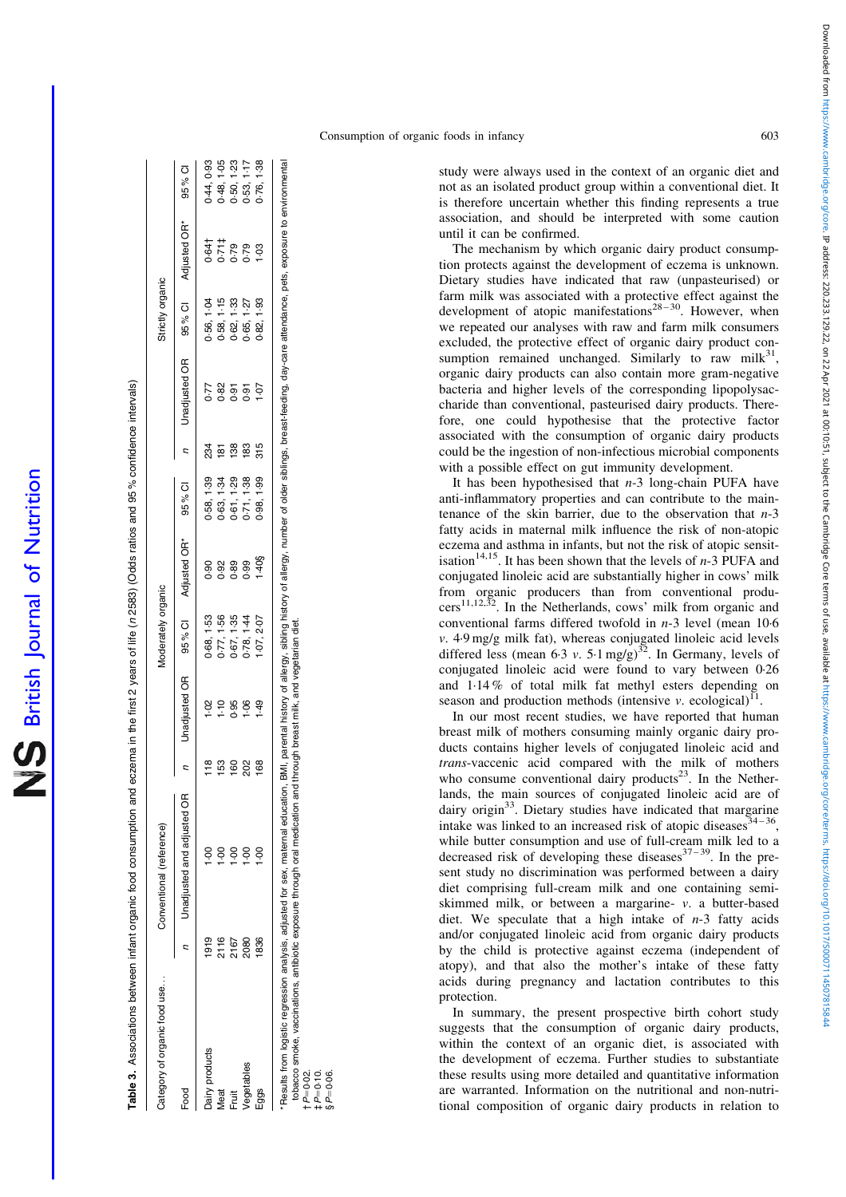**Table 3.** Associations between infant organic food consumption and eczema in the first 2 years of life (*n* 2583) (Odds ratios and 95 % confidence intervals)

| Category of organic food use… | Conventional (reference) | | Moderately organic | | | | | Strictly organic | | | | |
|---|---|---|---|---|---|---|---|---|---|---|---|---|
| Food | *n* | Unadjusted and adjusted OR | *n* | Unadjusted OR | 95 % CI | Adjusted OR* | 95 % CI | *n* | Unadjusted OR | 95 % CI | Adjusted OR* | 95 % CI |
| Dairy products | 1919 | 1·00 | 118 | 1·02 | 0·68, 1·53 | 0·90 | 0·58, 1·39 | 234 | 0·77 | 0·56, 1·04 | 0·64† | 0·44, 0·93 |
| Meat | 2116 | 1·00 | 153 | 1·10 | 0·77, 1·56 | 0·92 | 0·63, 1·34 | 181 | 0·82 | 0·58, 1·15 | 0·71‡ | 0·48, 1·05 |
| Fruit | 2167 | 1·00 | 160 | 0·95 | 0·67, 1·35 | 0·89 | 0·61, 1·29 | 138 | 0·91 | 0·62, 1·33 | 0·79 | 0·50, 1·23 |
| Vegetables | 2080 | 1·00 | 202 | 1·06 | 0·78, 1·44 | 0·99 | 0·71, 1·38 | 183 | 0·91 | 0·65, 1·27 | 0·79 | 0·53, 1·17 |
| Eggs | 1836 | 1·00 | 168 | 1·49 | 1·07, 2·07 | 1·40§ | 0·98, 1·99 | 315 | 1·07 | 0·82, 1·93 | 1·03 | 0·76, 1·38 |

\* Results from logistic regression analysis, adjusted for sex, maternal education, BMI, parental history of allergy, sibling history of allergy, number of older siblings, breast-feeding, day-care attendance, pets, exposure to environmental tobacco smoke, vaccinations, antibiotic exposure through oral medication and through breast milk, and vegetarian diet.
† $P=0.02$.
‡ $P=0.10$.
§ $P=0.06$.

study were always used in the context of an organic diet and not as an isolated product group within a conventional diet. It is therefore uncertain whether this finding represents a true association, and should be interpreted with some caution until it can be confirmed.

The mechanism by which organic dairy product consumption protects against the development of eczema is unknown. Dietary studies have indicated that raw (unpasteurised) or farm milk was associated with a protective effect against the development of atopic manifestations[28–30]. However, when we repeated our analyses with raw and farm milk consumers excluded, the protective effect of organic dairy product consumption remained unchanged. Similarly to raw milk[31], organic dairy products can also contain more gram-negative bacteria and higher levels of the corresponding lipopolysaccharide than conventional, pasteurised dairy products. Therefore, one could hypothesise that the protective factor associated with the consumption of organic dairy products could be the ingestion of non-infectious microbial components with a possible effect on gut immunity development.

It has been hypothesised that *n*-3 long-chain PUFA have anti-inflammatory properties and can contribute to the maintenance of the skin barrier, due to the observation that *n*-3 fatty acids in maternal milk influence the risk of non-atopic eczema and asthma in infants, but not the risk of atopic sensitisation[14,15]. It has been shown that the levels of *n*-3 PUFA and conjugated linoleic acid are substantially higher in cows' milk from organic producers than from conventional producers[11,12,32]. In the Netherlands, cows' milk from organic and conventional farms differed twofold in *n*-3 level (mean 10·6 *v*. 4·9 mg/g milk fat), whereas conjugated linoleic acid levels differed less (mean 6·3 *v*. 5·1 mg/g)[32]. In Germany, levels of conjugated linoleic acid were found to vary between 0·26 and 1·14 % of total milk fat methyl esters depending on season and production methods (intensive *v*. ecological)[11].

In our most recent studies, we have reported that human breast milk of mothers consuming mainly organic dairy products contains higher levels of conjugated linoleic acid and *trans*-vaccenic acid compared with the milk of mothers who consume conventional dairy products[23]. In the Netherlands, the main sources of conjugated linoleic acid are of dairy origin[33]. Dietary studies have indicated that margarine intake was linked to an increased risk of atopic diseases[34–36], while butter consumption and use of full-cream milk led to a decreased risk of developing these diseases[37–39]. In the present study no discrimination was performed between a dairy diet comprising full-cream milk and one containing semi-skimmed milk, or between a margarine- *v*. a butter-based diet. We speculate that a high intake of *n*-3 fatty acids and/or conjugated linoleic acid from organic dairy products by the child is protective against eczema (independent of atopy), and that also the mother's intake of these fatty acids during pregnancy and lactation contributes to this protection.

In summary, the present prospective birth cohort study suggests that the consumption of organic dairy products, within the context of an organic diet, is associated with the development of eczema. Further studies to substantiate these results using more detailed and quantitative information are warranted. Information on the nutritional and non-nutritional composition of organic dairy products in relation to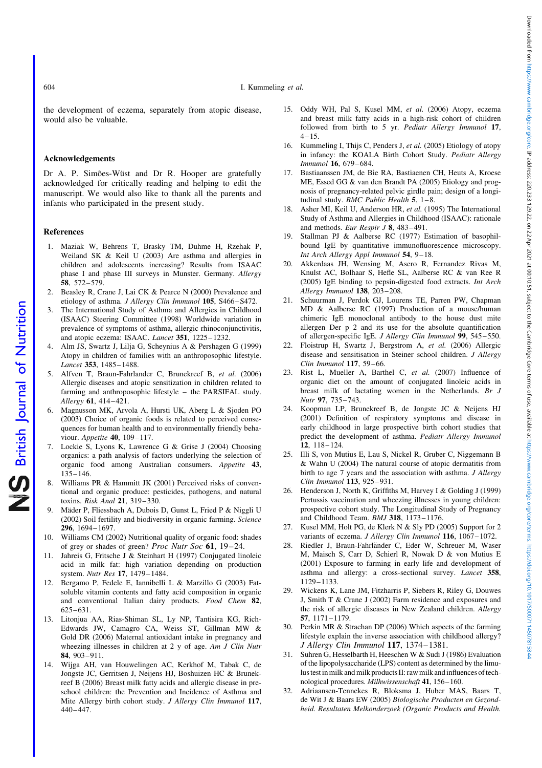the development of eczema, separately from atopic disease, would also be valuable.

## Acknowledgements

Dr A. P. Simões-Wüst and Dr R. Hooper are gratefully acknowledged for critically reading and helping to edit the manuscript. We would also like to thank all the parents and infants who participated in the present study.

## References

1. Maziak W, Behrens T, Brasky TM, Duhme H, Rzehak P, Weiland SK & Keil U (2003) Are asthma and allergies in children and adolescents increasing? Results from ISAAC phase I and phase III surveys in Munster. Germany. *Allergy* **58**, 572–579.
2. Beasley R, Crane J, Lai CK & Pearce N (2000) Prevalence and etiology of asthma. *J Allergy Clin Immunol* **105**, S466–S472.
3. The International Study of Asthma and Allergies in Childhood (ISAAC) Steering Committee (1998) Worldwide variation in prevalence of symptoms of asthma, allergic rhinoconjunctivitis, and atopic eczema: ISAAC. *Lancet* **351**, 1225–1232.
4. Alm JS, Swartz J, Lilja G, Scheynius A & Pershagen G (1999) Atopy in children of families with an anthroposophic lifestyle. *Lancet* **353**, 1485–1488.
5. Alfven T, Braun-Fahrlander C, Brunekreef B, *et al.* (2006) Allergic diseases and atopic sensitization in children related to farming and anthroposophic lifestyle – the PARSIFAL study. *Allergy* **61**, 414–421.
6. Magnusson MK, Arvola A, Hursti UK, Aberg L & Sjoden PO (2003) Choice of organic foods is related to perceived consequences for human health and to environmentally friendly behaviour. *Appetite* **40**, 109–117.
7. Lockie S, Lyons K, Lawrence G & Grise J (2004) Choosing organics: a path analysis of factors underlying the selection of organic food among Australian consumers. *Appetite* **43**, 135–146.
8. Williams PR & Hammitt JK (2001) Perceived risks of conventional and organic produce: pesticides, pathogens, and natural toxins. *Risk Anal* **21**, 319–330.
9. Mäder P, Fliessbach A, Dubois D, Gunst L, Fried P & Niggli U (2002) Soil fertility and biodiversity in organic farming. *Science* **296**, 1694–1697.
10. Williams CM (2002) Nutritional quality of organic food: shades of grey or shades of green? *Proc Nutr Soc* **61**, 19–24.
11. Jahreis G, Fritsche J & Steinhart H (1997) Conjugated linoleic acid in milk fat: high variation depending on production system. *Nutr Res* **17**, 1479–1484.
12. Bergamo P, Fedele E, Iannibelli L & Marzillo G (2003) Fat-soluble vitamin contents and fatty acid composition in organic and conventional Italian dairy products. *Food Chem* **82**, 625–631.
13. Litonjua AA, Rias-Shiman SL, Ly NP, Tantisira KG, Rich-Edwards JW, Camagro CA, Weiss ST, Gillman MW & Gold DR (2006) Maternal antioxidant intake in pregnancy and wheezing illnesses in children at 2 y of age. *Am J Clin Nutr* **84**, 903–911.
14. Wijga AH, van Houwelingen AC, Kerkhof M, Tabak C, de Jongste JC, Gerritsen J, Neijens HJ, Boshuizen HC & Brunekreef B (2006) Breast milk fatty acids and allergic disease in preschool children: the Prevention and Incidence of Asthma and Mite Allergy birth cohort study. *J Allergy Clin Immunol* **117**, 440–447.
15. Oddy WH, Pal S, Kusel MM, *et al.* (2006) Atopy, eczema and breast milk fatty acids in a high-risk cohort of children followed from birth to 5 yr. *Pediatr Allergy Immunol* **17**, 4–15.
16. Kummeling I, Thijs C, Penders J, *et al.* (2005) Etiology of atopy in infancy: the KOALA Birth Cohort Study. *Pediatr Allergy Immunol* **16**, 679–684.
17. Bastiaanssen JM, de Bie RA, Bastiaenen CH, Heuts A, Kroese ME, Essed GG & van den Brandt PA (2005) Etiology and prognosis of pregnancy-related pelvic girdle pain; design of a longitudinal study. *BMC Public Health* **5**, 1–8.
18. Asher MI, Keil U, Anderson HR, *et al.* (1995) The International Study of Asthma and Allergies in Childhood (ISAAC): rationale and methods. *Eur Respir J* **8**, 483–491.
19. Stallman PJ & Aalberse RC (1977) Estimation of basophil-bound IgE by quantitative immunofluorescence microscopy. *Int Arch Allergy Appl Immunol* **54**, 9–18.
20. Akkerdaas JH, Wensing M, Asero R, Fernandez Rivas M, Knulst AC, Bolhaar S, Hefle SL, Aalberse RC & van Ree R (2005) IgE binding to pepsin-digested food extracts. *Int Arch Allergy Immunol* **138**, 203–208.
21. Schuurman J, Perdok GJ, Lourens TE, Parren PW, Chapman MD & Aalberse RC (1997) Production of a mouse/human chimeric IgE monoclonal antibody to the house dust mite allergen Der p 2 and its use for the absolute quantification of allergen-specific IgE. *J Allergy Clin Immunol* **99**, 545–550.
22. Floistrup H, Swartz J, Bergstrom A, *et al.* (2006) Allergic disease and sensitisation in Steiner school children. *J Allergy Clin Immunol* **117**, 59–66.
23. Rist L, Mueller A, Barthel C, *et al.* (2007) Influence of organic diet on the amount of conjugated linoleic acids in breast milk of lactating women in the Netherlands. *Br J Nutr* **97**, 735–743.
24. Koopman LP, Brunekreef B, de Jongste JC & Neijens HJ (2001) Definition of respiratory symptoms and disease in early childhood in large prospective birth cohort studies that predict the development of asthma. *Pediatr Allergy Immunol* **12**, 118–124.
25. Illi S, von Mutius E, Lau S, Nickel R, Gruber C, Niggemann B & Wahn U (2004) The natural course of atopic dermatitis from birth to age 7 years and the association with asthma. *J Allergy Clin Immunol* **113**, 925–931.
26. Henderson J, North K, Griffiths M, Harvey I & Golding J (1999) Pertussis vaccination and wheezing illnesses in young children: prospective cohort study. The Longitudinal Study of Pregnancy and Childhood Team. *BMJ* **318**, 1173–1176.
27. Kusel MM, Holt PG, de Klerk N & Sly PD (2005) Support for 2 variants of eczema. *J Allergy Clin Immunol* **116**, 1067–1072.
28. Riedler J, Braun-Fahrländer C, Eder W, Schreuer M, Waser M, Maisch S, Carr D, Schierl R, Nowak D & von Mutius E (2001) Exposure to farming in early life and development of asthma and allergy: a cross-sectional survey. *Lancet* **358**, 1129–1133.
29. Wickens K, Lane JM, Fitzharris P, Siebers R, Riley G, Douwes J, Smith T & Crane J (2002) Farm residence and exposures and the risk of allergic diseases in New Zealand children. *Allergy* **57**, 1171–1179.
30. Perkin MR & Strachan DP (2006) Which aspects of the farming lifestyle explain the inverse association with childhood allergy? *J Allergy Clin Immunol* **117**, 1374–1381.
31. Suhren G, Hesselbarth H, Heeschen W & Sudi J (1986) Evaluation of the lipopolysaccharide (LPS) content as determined by the limulus test in milk and milk products II: raw milk and influences of technological procedures. *Milhwissenschaft* **41**, 156–160.
32. Adriaansen-Tennekes R, Bloksma J, Huber MAS, Baars T, de Wit J & Baars EW (2005) *Biologische Producten en Gezondheid. Resultaten Melkonderzoek (Organic Products and Health.*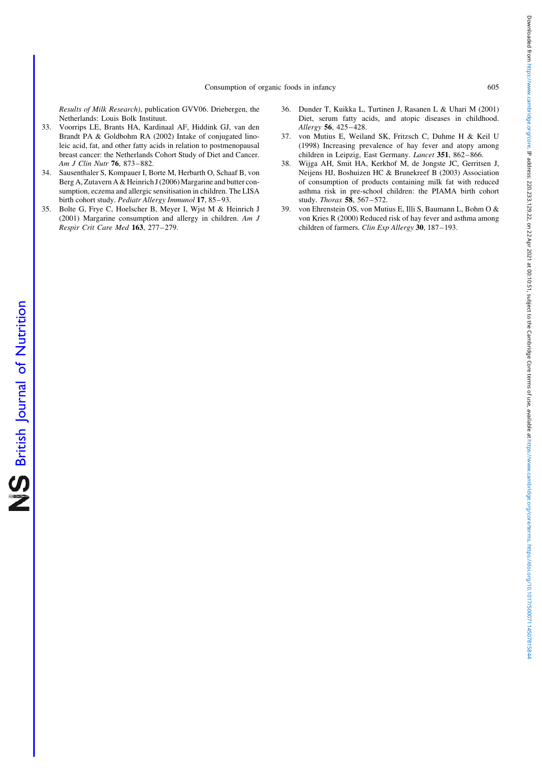*Results of Milk Research)*, publication GVV06. Driebergen, the Netherlands: Louis Bolk Instituut.

33. Voorrips LE, Brants HA, Kardinaal AF, Hiddink GJ, van den Brandt PA & Goldbohm RA (2002) Intake of conjugated linoleic acid, fat, and other fatty acids in relation to postmenopausal breast cancer: the Netherlands Cohort Study of Diet and Cancer. *Am J Clin Nutr* **76**, 873–882.
34. Sausenthaler S, Kompauer I, Borte M, Herbarth O, Schaaf B, von Berg A, Zutavern A & Heinrich J (2006) Margarine and butter consumption, eczema and allergic sensitisation in children. The LISA birth cohort study. *Pediatr Allergy Immunol* **17**, 85–93.
35. Bolte G, Frye C, Hoelscher B, Meyer I, Wjst M & Heinrich J (2001) Margarine consumption and allergy in children. *Am J Respir Crit Care Med* **163**, 277–279.
36. Dunder T, Kuikka L, Turtinen J, Rasanen L & Uhari M (2001) Diet, serum fatty acids, and atopic diseases in childhood. *Allergy* **56**, 425–428.
37. von Mutius E, Weiland SK, Fritzsch C, Duhme H & Keil U (1998) Increasing prevalence of hay fever and atopy among children in Leipzig, East Germany. *Lancet* **351**, 862–866.
38. Wijga AH, Smit HA, Kerkhof M, de Jongste JC, Gerritsen J, Neijens HJ, Boshuizen HC & Brunekreef B (2003) Association of consumption of products containing milk fat with reduced asthma risk in pre-school children: the PIAMA birth cohort study. *Thorax* **58**, 567–572.
39. von Ehrenstein OS, von Mutius E, Illi S, Baumann L, Bohm O & von Kries R (2000) Reduced risk of hay fever and asthma among children of farmers. *Clin Exp Allergy* **30**, 187–193.